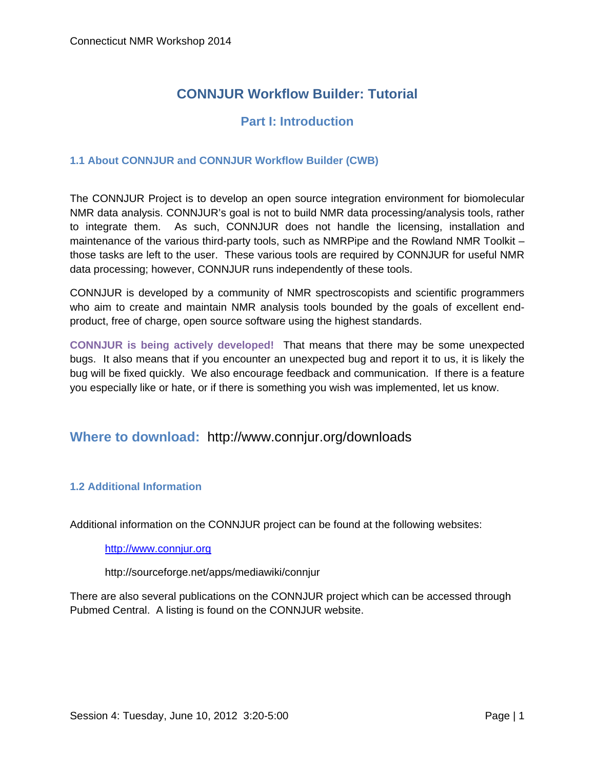# CONNJUR Workflow Builder: Tutorial

## Part I: Introduction

### 1.1 About CONNJUR and CONNJUR Workflow Builder (CWB)

The CONNJUR Project is to develop an open source integration environment for biomolecular NMR data analysis. CONNJUR's goal is not to build NMR data processing/analysis tools, rather to integrate them. As such, CONNJUR does not handle the licensing, installation and maintenance of the various third-party tools, such as NMRPipe and the Rowland NMR Toolkit – those tasks are left to the user. These various tools are required by CONNJUR for useful NMR data processing; however, CONNJUR runs independently of these tools.

CONNJUR is developed by a community of NMR spectroscopists and scientific programmers who aim to create and maintain NMR analysis tools bounded by the goals of excellent end-product, free of charge, open source software using the highest standards.

**CONNJUR is being actively developed!** That means that there may be some unexpected bugs. It also means that if you encounter an unexpected bug and report it to us, it is likely the bug will be fixed quickly. We also encourage feedback and communication. If there is a feature you especially like or hate, or if there is something you wish was implemented, let us know.

## Where to download: http://www.connjur.org/downloads

### 1.2 Additional Information

Additional information on the CONNJUR project can be found at the following websites:

> http://www.connjur.org
>
> http://sourceforge.net/apps/mediawiki/connjur

There are also several publications on the CONNJUR project which can be accessed through Pubmed Central. A listing is found on the CONNJUR website.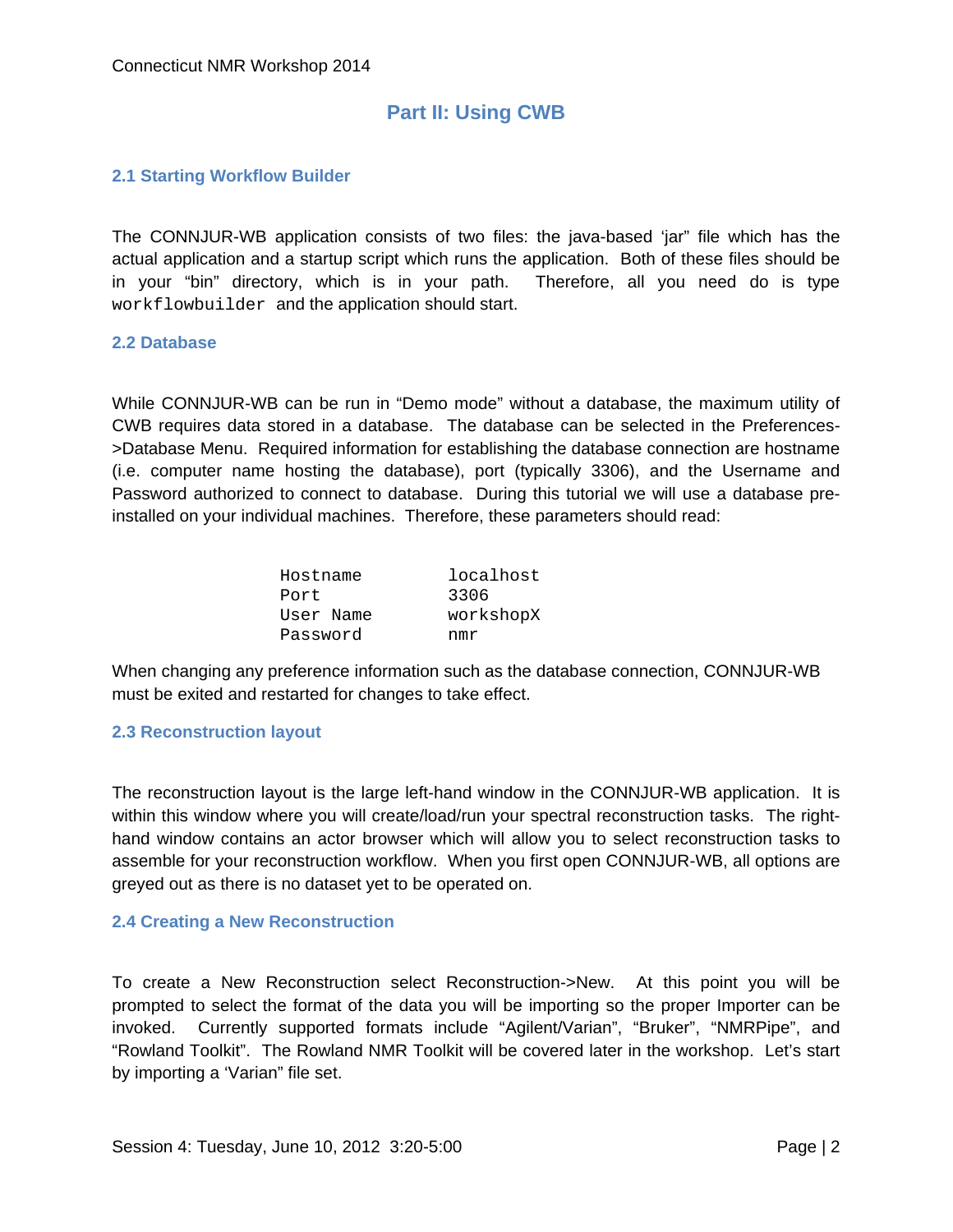# Part II: Using CWB

## 2.1 Starting Workflow Builder

The CONNJUR-WB application consists of two files: the java-based 'jar" file which has the actual application and a startup script which runs the application. Both of these files should be in your "bin" directory, which is in your path. Therefore, all you need do is type `workflowbuilder` and the application should start.

## 2.2 Database

While CONNJUR-WB can be run in "Demo mode" without a database, the maximum utility of CWB requires data stored in a database. The database can be selected in the Preferences->Database Menu. Required information for establishing the database connection are hostname (i.e. computer name hosting the database), port (typically 3306), and the Username and Password authorized to connect to database. During this tutorial we will use a database pre-installed on your individual machines. Therefore, these parameters should read:

```
Hostname        localhost
Port            3306
User Name       workshopX
Password        nmr
```

When changing any preference information such as the database connection, CONNJUR-WB must be exited and restarted for changes to take effect.

## 2.3 Reconstruction layout

The reconstruction layout is the large left-hand window in the CONNJUR-WB application. It is within this window where you will create/load/run your spectral reconstruction tasks. The right-hand window contains an actor browser which will allow you to select reconstruction tasks to assemble for your reconstruction workflow. When you first open CONNJUR-WB, all options are greyed out as there is no dataset yet to be operated on.

## 2.4 Creating a New Reconstruction

To create a New Reconstruction select Reconstruction->New. At this point you will be prompted to select the format of the data you will be importing so the proper Importer can be invoked. Currently supported formats include "Agilent/Varian", "Bruker", "NMRPipe", and "Rowland Toolkit". The Rowland NMR Toolkit will be covered later in the workshop. Let's start by importing a 'Varian" file set.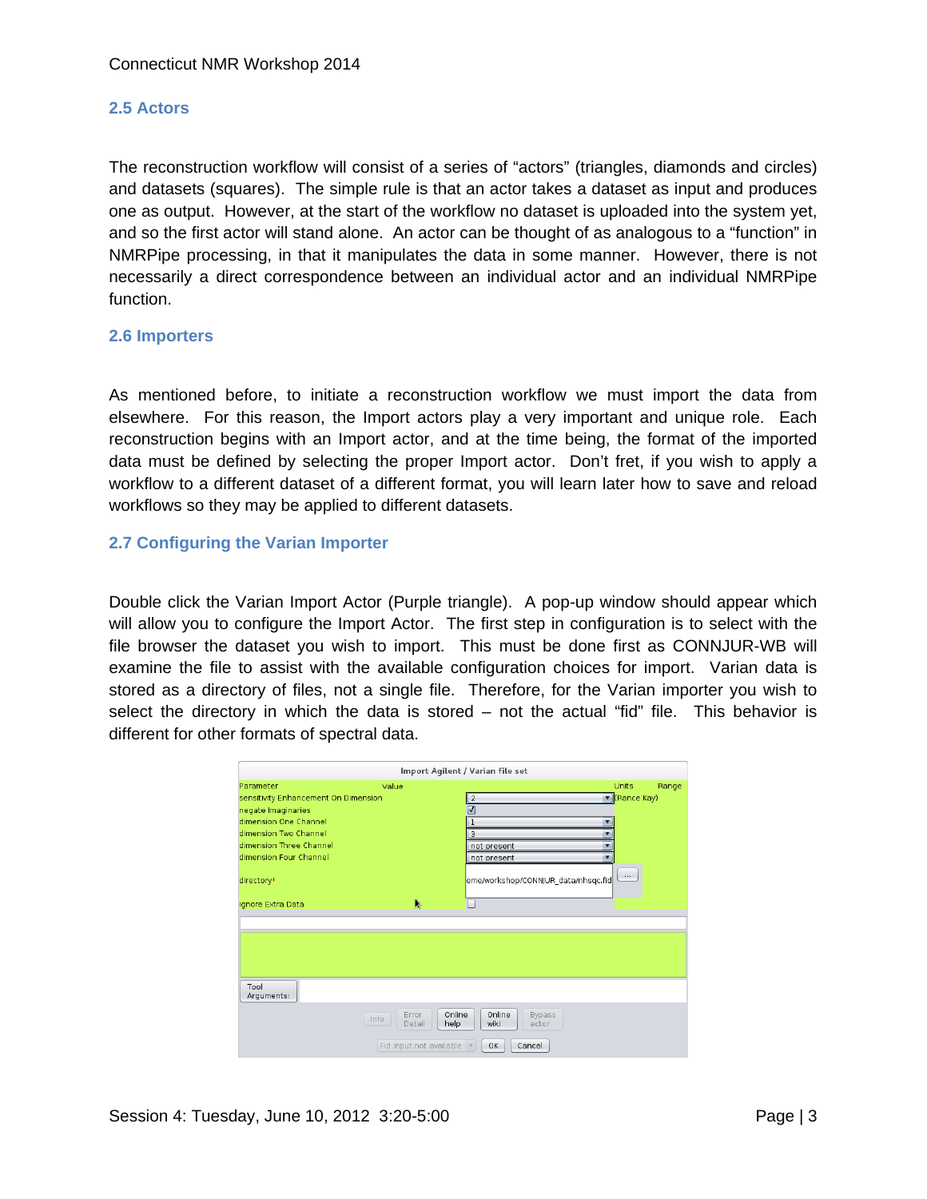## 2.5 Actors

The reconstruction workflow will consist of a series of "actors" (triangles, diamonds and circles) and datasets (squares). The simple rule is that an actor takes a dataset as input and produces one as output. However, at the start of the workflow no dataset is uploaded into the system yet, and so the first actor will stand alone. An actor can be thought of as analogous to a "function" in NMRPipe processing, in that it manipulates the data in some manner. However, there is not necessarily a direct correspondence between an individual actor and an individual NMRPipe function.

## 2.6 Importers

As mentioned before, to initiate a reconstruction workflow we must import the data from elsewhere. For this reason, the Import actors play a very important and unique role. Each reconstruction begins with an Import actor, and at the time being, the format of the imported data must be defined by selecting the proper Import actor. Don't fret, if you wish to apply a workflow to a different dataset of a different format, you will learn later how to save and reload workflows so they may be applied to different datasets.

## 2.7 Configuring the Varian Importer

Double click the Varian Import Actor (Purple triangle). A pop-up window should appear which will allow you to configure the Import Actor. The first step in configuration is to select with the file browser the dataset you wish to import. This must be done first as CONNJUR-WB will examine the file to assist with the available configuration choices for import. Varian data is stored as a directory of files, not a single file. Therefore, for the Varian importer you wish to select the directory in which the data is stored – not the actual "fid" file. This behavior is different for other formats of spectral data.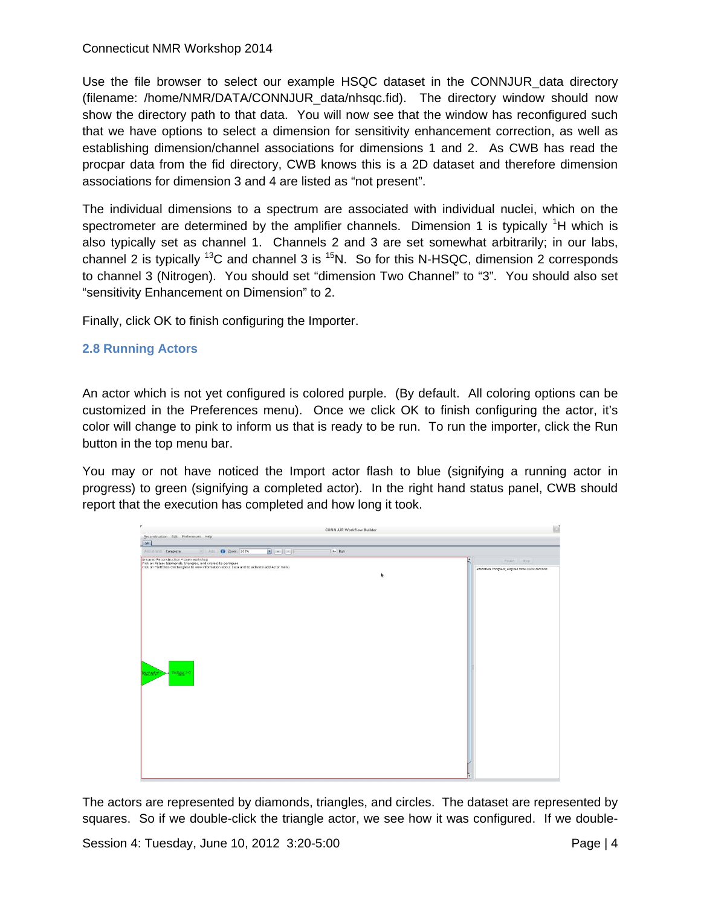Use the file browser to select our example HSQC dataset in the CONNJUR_data directory (filename: /home/NMR/DATA/CONNJUR_data/nhsqc.fid). The directory window should now show the directory path to that data. You will now see that the window has reconfigured such that we have options to select a dimension for sensitivity enhancement correction, as well as establishing dimension/channel associations for dimensions 1 and 2. As CWB has read the procpar data from the fid directory, CWB knows this is a 2D dataset and therefore dimension associations for dimension 3 and 4 are listed as "not present".

The individual dimensions to a spectrum are associated with individual nuclei, which on the spectrometer are determined by the amplifier channels. Dimension 1 is typically $^{1}$H which is also typically set as channel 1. Channels 2 and 3 are set somewhat arbitrarily; in our labs, channel 2 is typically $^{13}$C and channel 3 is $^{15}$N. So for this N-HSQC, dimension 2 corresponds to channel 3 (Nitrogen). You should set "dimension Two Channel" to "3". You should also set "sensitivity Enhancement on Dimension" to 2.

Finally, click OK to finish configuring the Importer.

### 2.8 Running Actors

An actor which is not yet configured is colored purple. (By default. All coloring options can be customized in the Preferences menu). Once we click OK to finish configuring the actor, it's color will change to pink to inform us that is ready to be run. To run the importer, click the Run button in the top menu bar.

You may or not have noticed the Import actor flash to blue (signifying a running actor in progress) to green (signifying a completed actor). In the right hand status panel, CWB should report that the execution has completed and how long it took.

The actors are represented by diamonds, triangles, and circles. The dataset are represented by squares. So if we double-click the triangle actor, we see how it was configured. If we double-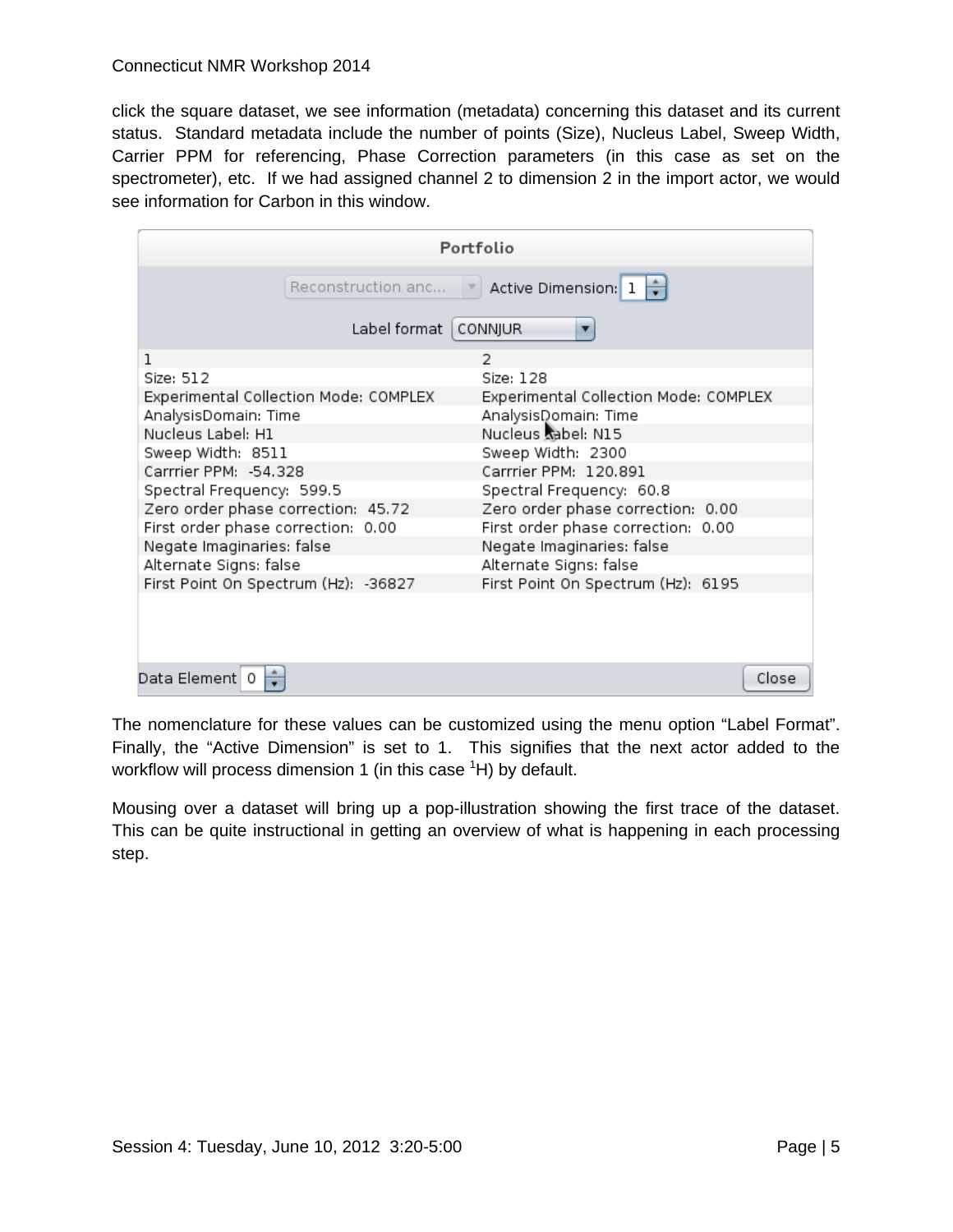click the square dataset, we see information (metadata) concerning this dataset and its current status. Standard metadata include the number of points (Size), Nucleus Label, Sweep Width, Carrier PPM for referencing, Phase Correction parameters (in this case as set on the spectrometer), etc. If we had assigned channel 2 to dimension 2 in the import actor, we would see information for Carbon in this window.

**Portfolio**

Reconstruction anc... | Active Dimension: 1

Label format: CONNJUR

| 1 | 2 |
|---|---|
| Size: 512 | Size: 128 |
| Experimental Collection Mode: COMPLEX | Experimental Collection Mode: COMPLEX |
| AnalysisDomain: Time | AnalysisDomain: Time |
| Nucleus Label: H1 | Nucleus Label: N15 |
| Sweep Width: 8511 | Sweep Width: 2300 |
| Carrrier PPM: -54.328 | Carrrier PPM: 120.891 |
| Spectral Frequency: 599.5 | Spectral Frequency: 60.8 |
| Zero order phase correction: 45.72 | Zero order phase correction: 0.00 |
| First order phase correction: 0.00 | First order phase correction: 0.00 |
| Negate Imaginaries: false | Negate Imaginaries: false |
| Alternate Signs: false | Alternate Signs: false |
| First Point On Spectrum (Hz): -36827 | First Point On Spectrum (Hz): 6195 |

Data Element 0 | Close

The nomenclature for these values can be customized using the menu option "Label Format". Finally, the "Active Dimension" is set to 1. This signifies that the next actor added to the workflow will process dimension 1 (in this case $^{1}$H) by default.

Mousing over a dataset will bring up a pop-illustration showing the first trace of the dataset. This can be quite instructional in getting an overview of what is happening in each processing step.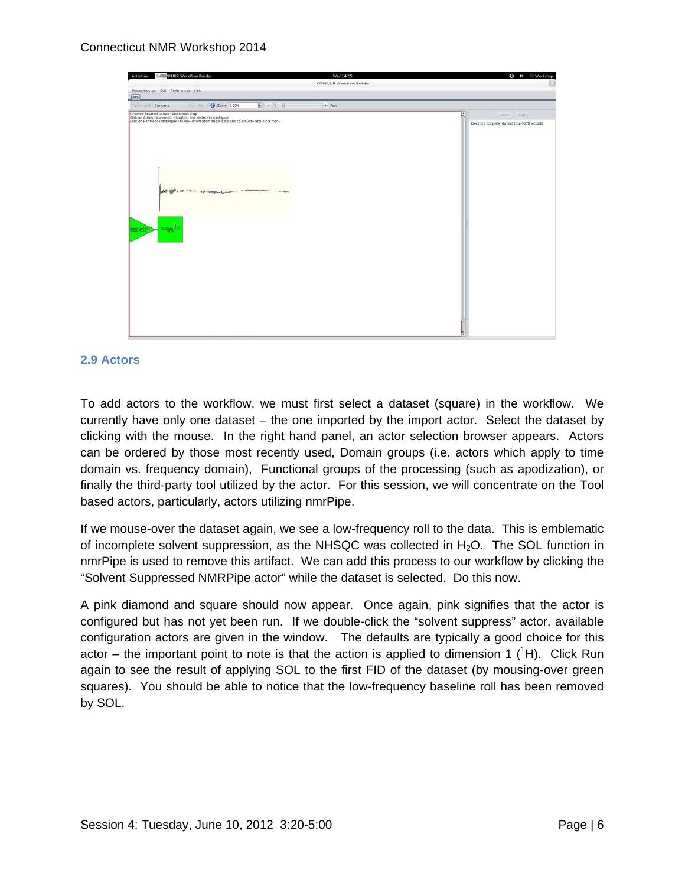## 2.9 Actors

To add actors to the workflow, we must first select a dataset (square) in the workflow. We currently have only one dataset – the one imported by the import actor. Select the dataset by clicking with the mouse. In the right hand panel, an actor selection browser appears. Actors can be ordered by those most recently used, Domain groups (i.e. actors which apply to time domain vs. frequency domain), Functional groups of the processing (such as apodization), or finally the third-party tool utilized by the actor. For this session, we will concentrate on the Tool based actors, particularly, actors utilizing nmrPipe.

If we mouse-over the dataset again, we see a low-frequency roll to the data. This is emblematic of incomplete solvent suppression, as the NHSQC was collected in $H_2O$. The SOL function in nmrPipe is used to remove this artifact. We can add this process to our workflow by clicking the "Solvent Suppressed NMRPipe actor" while the dataset is selected. Do this now.

A pink diamond and square should now appear. Once again, pink signifies that the actor is configured but has not yet been run. If we double-click the "solvent suppress" actor, available configuration actors are given in the window. The defaults are typically a good choice for this actor – the important point to note is that the action is applied to dimension 1 ($^1$H). Click Run again to see the result of applying SOL to the first FID of the dataset (by mousing-over green squares). You should be able to notice that the low-frequency baseline roll has been removed by SOL.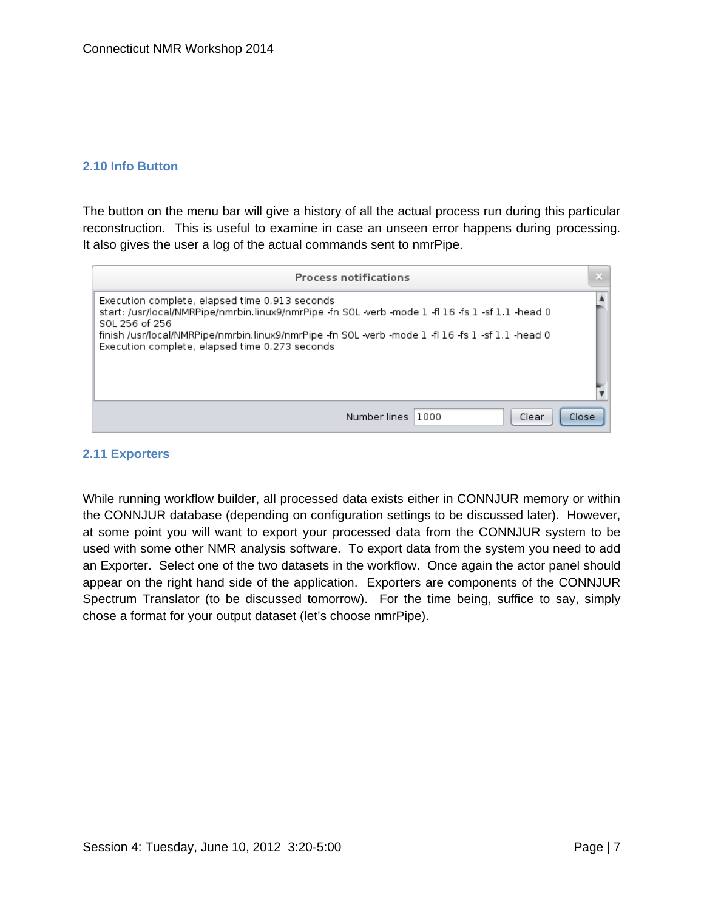## 2.10 Info Button

The button on the menu bar will give a history of all the actual process run during this particular reconstruction. This is useful to examine in case an unseen error happens during processing. It also gives the user a log of the actual commands sent to nmrPipe.

```
Process notifications

Execution complete, elapsed time 0.913 seconds
start: /usr/local/NMRPipe/nmrbin.linux9/nmrPipe -fn SOL -verb -mode 1 -fl 16 -fs 1 -sf 1.1 -head 0
SOL 256 of 256
finish /usr/local/NMRPipe/nmrbin.linux9/nmrPipe -fn SOL -verb -mode 1 -fl 16 -fs 1 -sf 1.1 -head 0
Execution complete, elapsed time 0.273 seconds

Number lines 1000    Clear    Close
```

## 2.11 Exporters

While running workflow builder, all processed data exists either in CONNJUR memory or within the CONNJUR database (depending on configuration settings to be discussed later). However, at some point you will want to export your processed data from the CONNJUR system to be used with some other NMR analysis software. To export data from the system you need to add an Exporter. Select one of the two datasets in the workflow. Once again the actor panel should appear on the right hand side of the application. Exporters are components of the CONNJUR Spectrum Translator (to be discussed tomorrow). For the time being, suffice to say, simply chose a format for your output dataset (let's choose nmrPipe).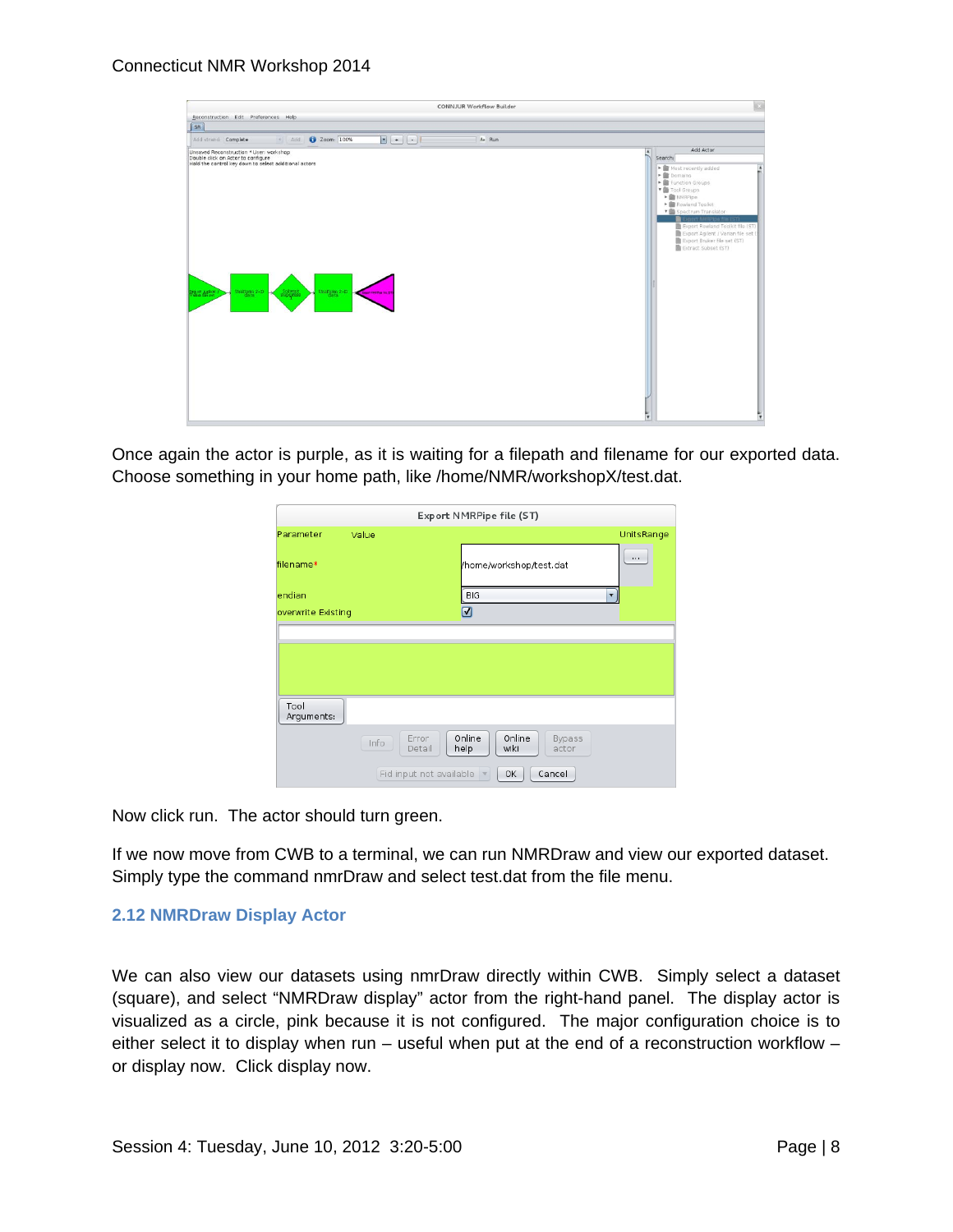Once again the actor is purple, as it is waiting for a filepath and filename for our exported data. Choose something in your home path, like /home/NMR/workshopX/test.dat.

Now click run. The actor should turn green.

If we now move from CWB to a terminal, we can run NMRDraw and view our exported dataset. Simply type the command nmrDraw and select test.dat from the file menu.

### 2.12 NMRDraw Display Actor

We can also view our datasets using nmrDraw directly within CWB. Simply select a dataset (square), and select "NMRDraw display" actor from the right-hand panel. The display actor is visualized as a circle, pink because it is not configured. The major configuration choice is to either select it to display when run – useful when put at the end of a reconstruction workflow – or display now. Click display now.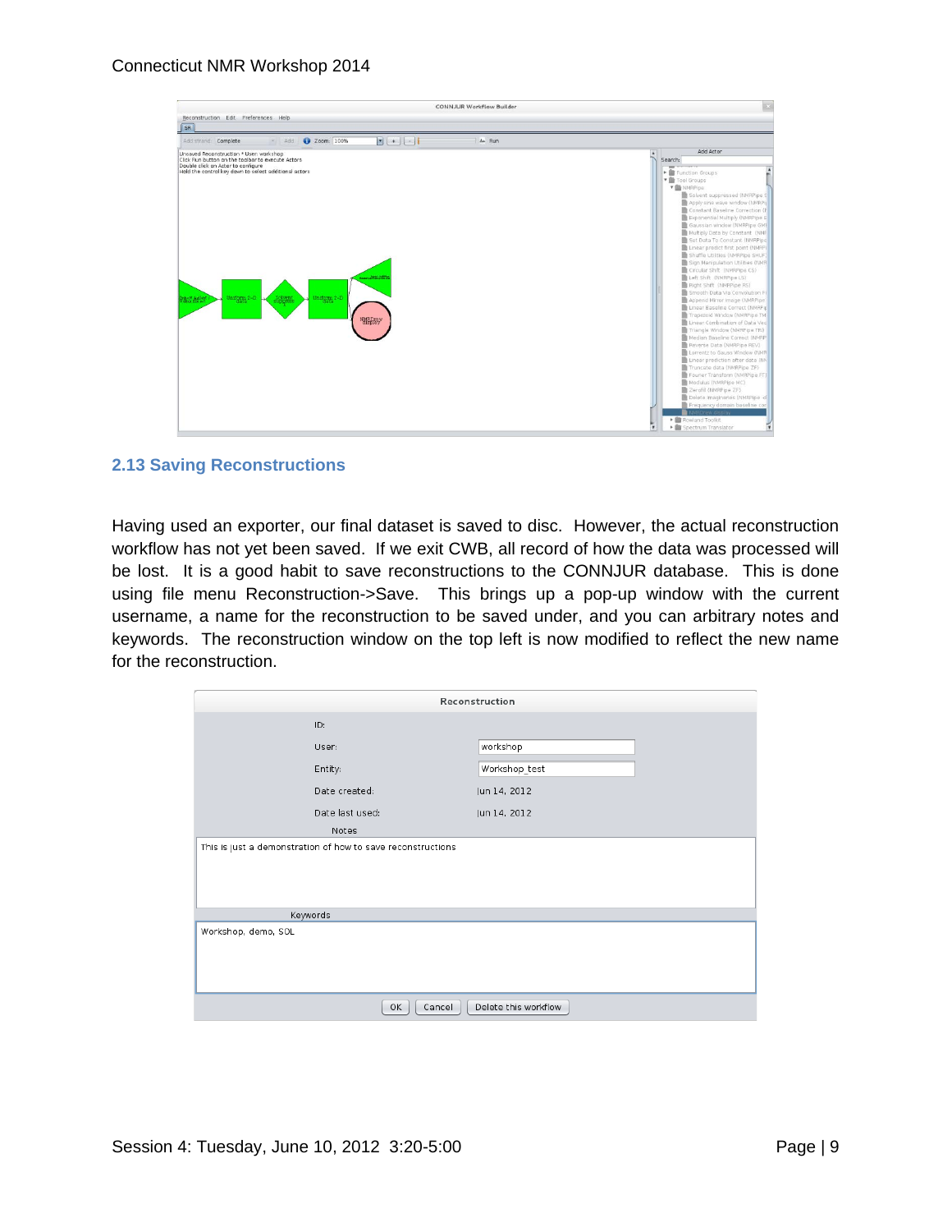## 2.13 Saving Reconstructions

Having used an exporter, our final dataset is saved to disc. However, the actual reconstruction workflow has not yet been saved. If we exit CWB, all record of how the data was processed will be lost. It is a good habit to save reconstructions to the CONNJUR database. This is done using file menu Reconstruction->Save. This brings up a pop-up window with the current username, a name for the reconstruction to be saved under, and you can arbitrary notes and keywords. The reconstruction window on the top left is now modified to reflect the new name for the reconstruction.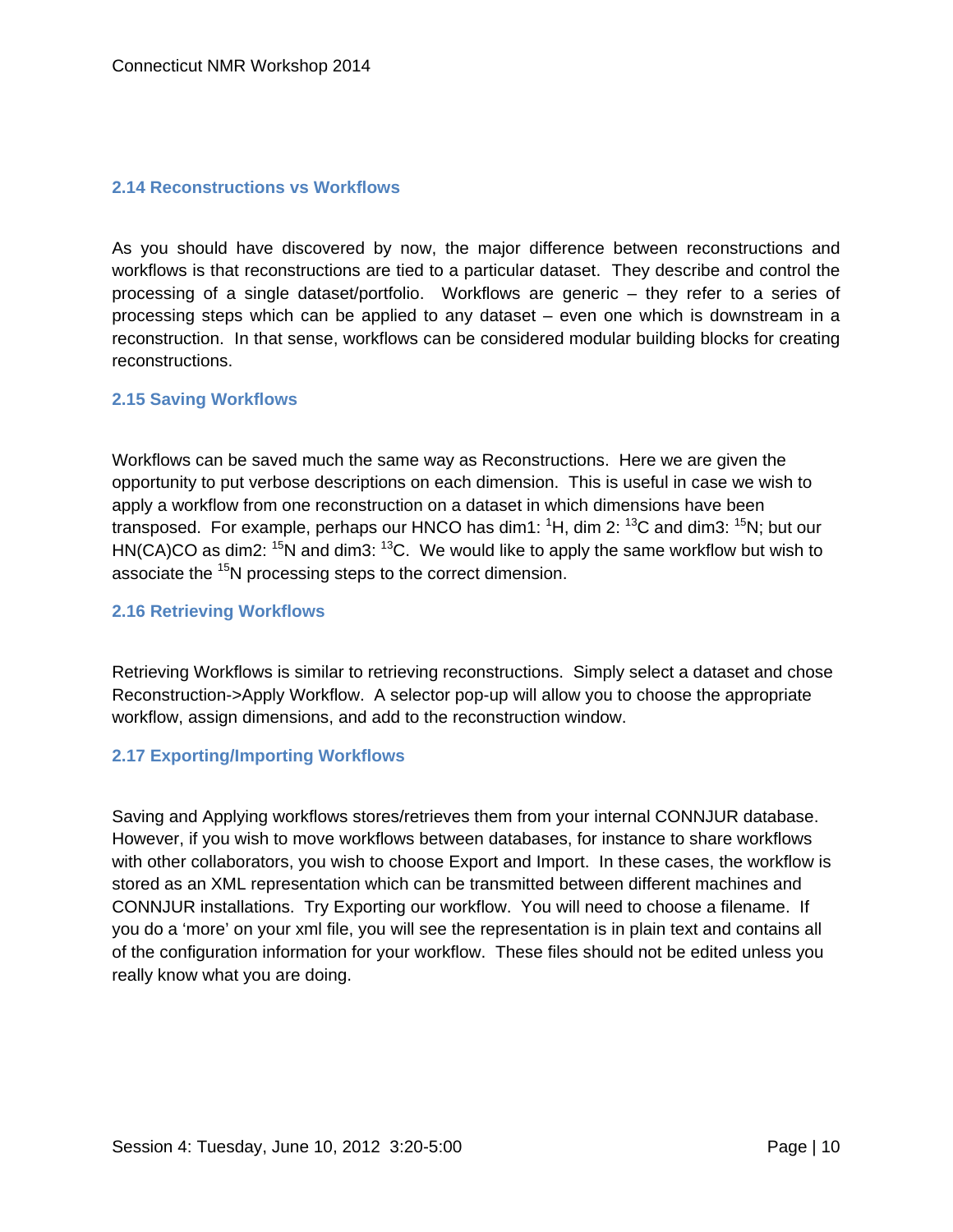## 2.14 Reconstructions vs Workflows

As you should have discovered by now, the major difference between reconstructions and workflows is that reconstructions are tied to a particular dataset. They describe and control the processing of a single dataset/portfolio. Workflows are generic – they refer to a series of processing steps which can be applied to any dataset – even one which is downstream in a reconstruction. In that sense, workflows can be considered modular building blocks for creating reconstructions.

## 2.15 Saving Workflows

Workflows can be saved much the same way as Reconstructions. Here we are given the opportunity to put verbose descriptions on each dimension. This is useful in case we wish to apply a workflow from one reconstruction on a dataset in which dimensions have been transposed. For example, perhaps our HNCO has dim1: $^{1}$H, dim 2: $^{13}$C and dim3: $^{15}$N; but our HN(CA)CO as dim2: $^{15}$N and dim3: $^{13}$C. We would like to apply the same workflow but wish to associate the $^{15}$N processing steps to the correct dimension.

## 2.16 Retrieving Workflows

Retrieving Workflows is similar to retrieving reconstructions. Simply select a dataset and chose Reconstruction->Apply Workflow. A selector pop-up will allow you to choose the appropriate workflow, assign dimensions, and add to the reconstruction window.

## 2.17 Exporting/Importing Workflows

Saving and Applying workflows stores/retrieves them from your internal CONNJUR database. However, if you wish to move workflows between databases, for instance to share workflows with other collaborators, you wish to choose Export and Import. In these cases, the workflow is stored as an XML representation which can be transmitted between different machines and CONNJUR installations. Try Exporting our workflow. You will need to choose a filename. If you do a 'more' on your xml file, you will see the representation is in plain text and contains all of the configuration information for your workflow. These files should not be edited unless you really know what you are doing.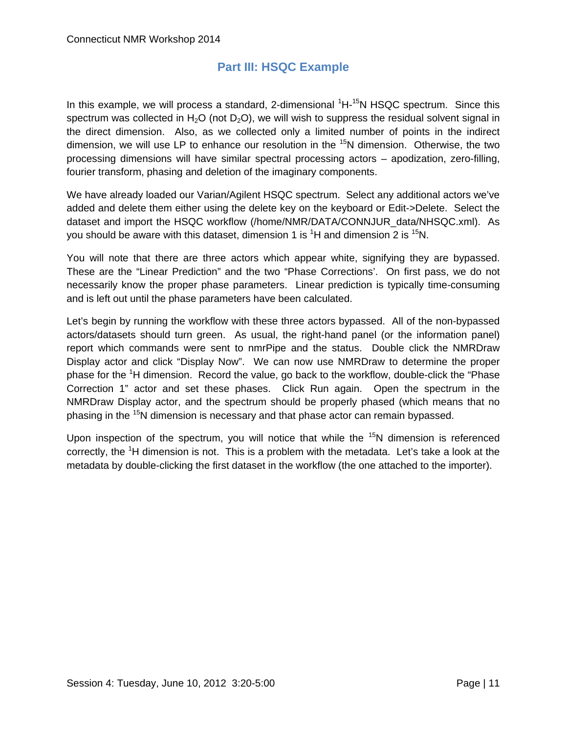## Part III: HSQC Example

In this example, we will process a standard, 2-dimensional $^{1}H$-$^{15}N$ HSQC spectrum. Since this spectrum was collected in $H_2O$ (not $D_2O$), we will wish to suppress the residual solvent signal in the direct dimension. Also, as we collected only a limited number of points in the indirect dimension, we will use LP to enhance our resolution in the $^{15}N$ dimension. Otherwise, the two processing dimensions will have similar spectral processing actors – apodization, zero-filling, fourier transform, phasing and deletion of the imaginary components.

We have already loaded our Varian/Agilent HSQC spectrum. Select any additional actors we've added and delete them either using the delete key on the keyboard or Edit->Delete. Select the dataset and import the HSQC workflow (/home/NMR/DATA/CONNJUR_data/NHSQC.xml). As you should be aware with this dataset, dimension 1 is $^{1}H$ and dimension 2 is $^{15}N$.

You will note that there are three actors which appear white, signifying they are bypassed. These are the "Linear Prediction" and the two "Phase Corrections'. On first pass, we do not necessarily know the proper phase parameters. Linear prediction is typically time-consuming and is left out until the phase parameters have been calculated.

Let's begin by running the workflow with these three actors bypassed. All of the non-bypassed actors/datasets should turn green. As usual, the right-hand panel (or the information panel) report which commands were sent to nmrPipe and the status. Double click the NMRDraw Display actor and click "Display Now". We can now use NMRDraw to determine the proper phase for the $^{1}H$ dimension. Record the value, go back to the workflow, double-click the "Phase Correction 1" actor and set these phases. Click Run again. Open the spectrum in the NMRDraw Display actor, and the spectrum should be properly phased (which means that no phasing in the $^{15}N$ dimension is necessary and that phase actor can remain bypassed.

Upon inspection of the spectrum, you will notice that while the $^{15}N$ dimension is referenced correctly, the $^{1}H$ dimension is not. This is a problem with the metadata. Let's take a look at the metadata by double-clicking the first dataset in the workflow (the one attached to the importer).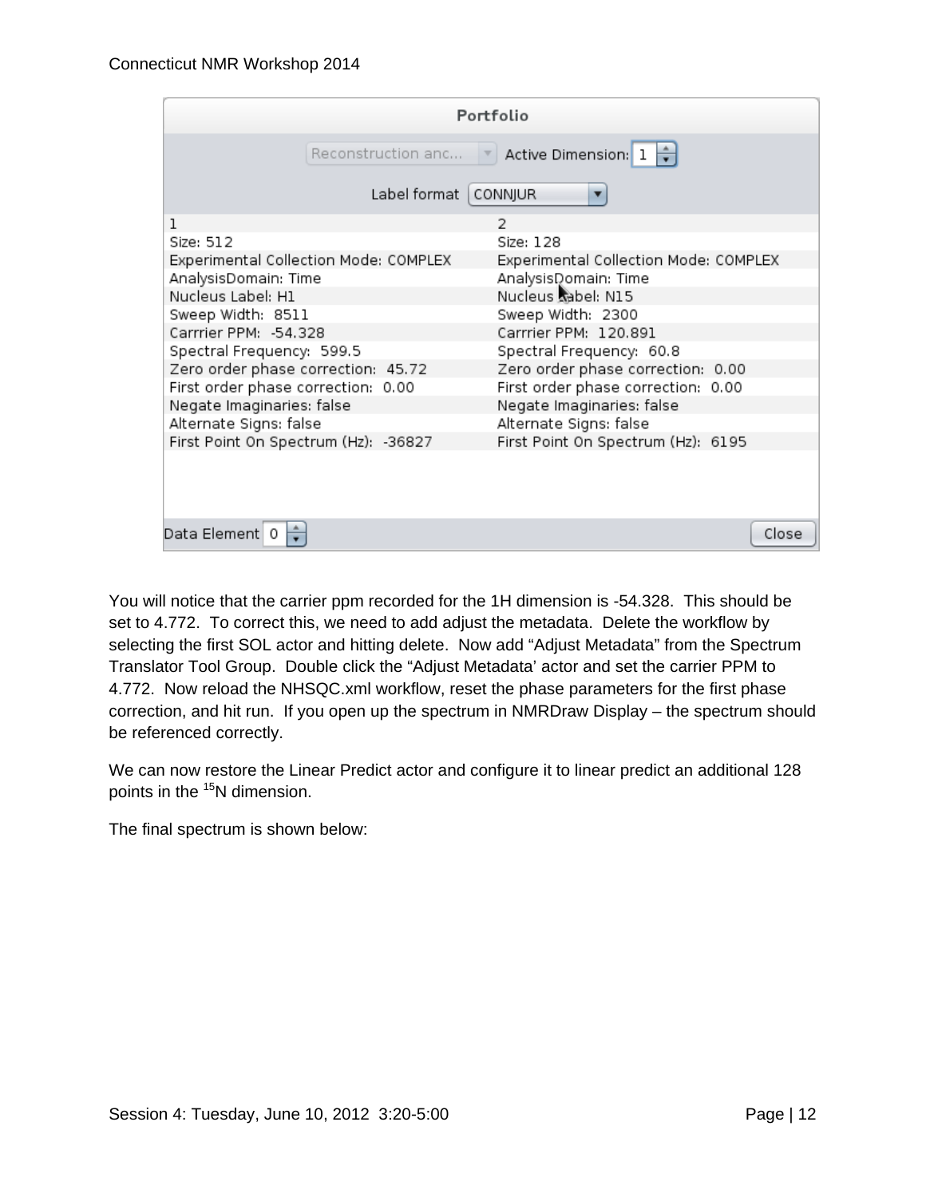| 1 | 2 |
|---|---|
| Size: 512 | Size: 128 |
| Experimental Collection Mode: COMPLEX | Experimental Collection Mode: COMPLEX |
| AnalysisDomain: Time | AnalysisDomain: Time |
| Nucleus Label: H1 | Nucleus Label: N15 |
| Sweep Width: 8511 | Sweep Width: 2300 |
| Carrrier PPM: -54.328 | Carrrier PPM: 120.891 |
| Spectral Frequency: 599.5 | Spectral Frequency: 60.8 |
| Zero order phase correction: 45.72 | Zero order phase correction: 0.00 |
| First order phase correction: 0.00 | First order phase correction: 0.00 |
| Negate Imaginaries: false | Negate Imaginaries: false |
| Alternate Signs: false | Alternate Signs: false |
| First Point On Spectrum (Hz): -36827 | First Point On Spectrum (Hz): 6195 |

You will notice that the carrier ppm recorded for the 1H dimension is -54.328. This should be set to 4.772. To correct this, we need to add adjust the metadata. Delete the workflow by selecting the first SOL actor and hitting delete. Now add "Adjust Metadata" from the Spectrum Translator Tool Group. Double click the "Adjust Metadata' actor and set the carrier PPM to 4.772. Now reload the NHSQC.xml workflow, reset the phase parameters for the first phase correction, and hit run. If you open up the spectrum in NMRDraw Display – the spectrum should be referenced correctly.

We can now restore the Linear Predict actor and configure it to linear predict an additional 128 points in the $^{15}$N dimension.

The final spectrum is shown below: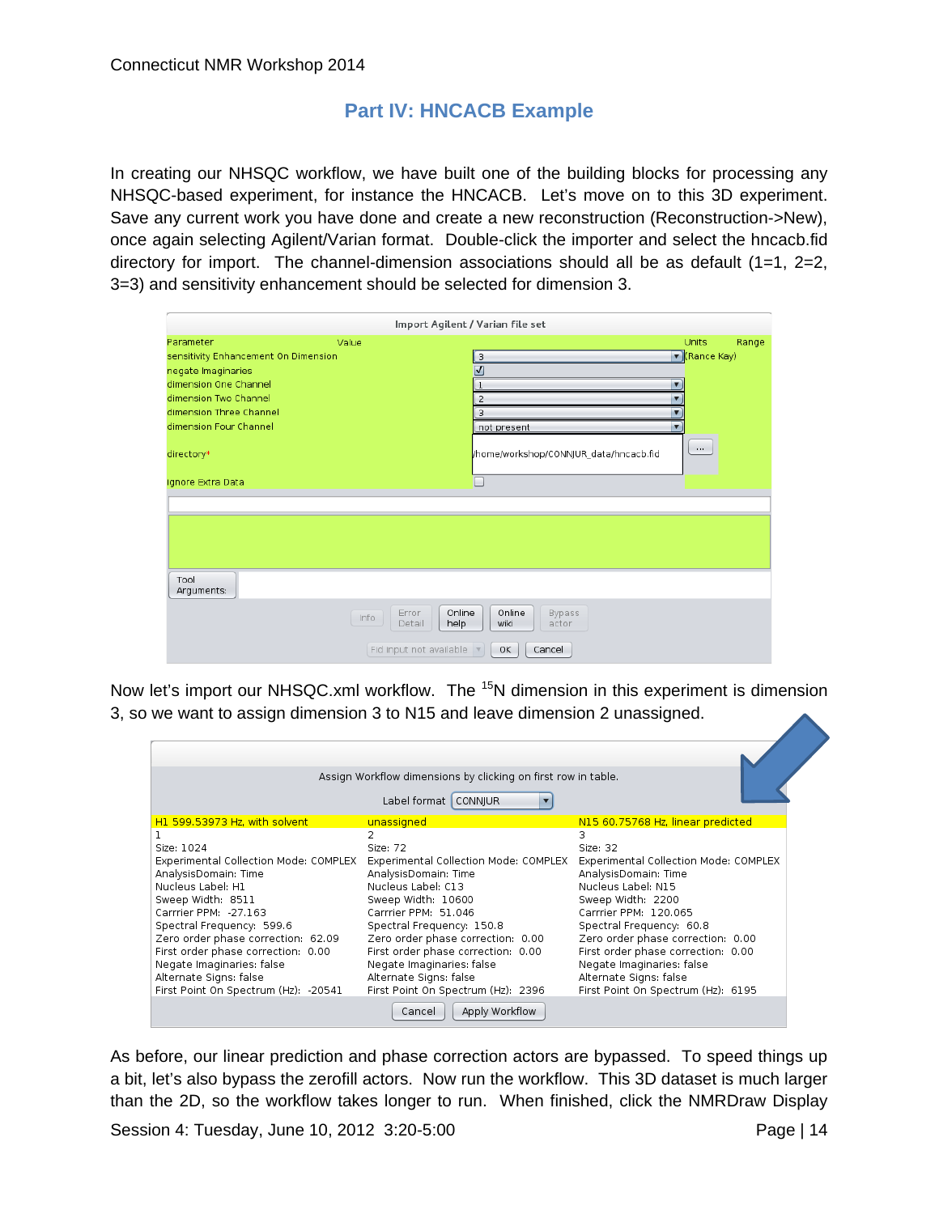## Part IV: HNCACB Example

In creating our NHSQC workflow, we have built one of the building blocks for processing any NHSQC-based experiment, for instance the HNCACB. Let's move on to this 3D experiment. Save any current work you have done and create a new reconstruction (Reconstruction->New), once again selecting Agilent/Varian format. Double-click the importer and select the hncacb.fid directory for import. The channel-dimension associations should all be as default (1=1, 2=2, 3=3) and sensitivity enhancement should be selected for dimension 3.

Import Agilent / Varian file set

| Parameter | Value | Units | Range |
|---|---|---|---|
| sensitivity Enhancement On Dimension | 3 | | (Rance Kay) |
| negate Imaginaries | ☑ | | |
| dimension One Channel | 1 | | |
| dimension Two Channel | 2 | | |
| dimension Three Channel | 3 | | |
| dimension Four Channel | not present | | |
| directory* | /home/workshop/CONNJUR_data/hncacb.fid | | |
| Ignore Extra Data | ☐ | | |

Now let's import our NHSQC.xml workflow. The $^{15}$N dimension in this experiment is dimension 3, so we want to assign dimension 3 to N15 and leave dimension 2 unassigned.

Assign Workflow dimensions by clicking on first row in table.

Label format: CONNJUR

| H1 599.53973 Hz, with solvent | unassigned | N15 60.75768 Hz, linear predicted |
|---|---|---|
| 1 | 2 | 3 |
| Size: 1024 | Size: 72 | Size: 32 |
| Experimental Collection Mode: COMPLEX | Experimental Collection Mode: COMPLEX | Experimental Collection Mode: COMPLEX |
| AnalysisDomain: Time | AnalysisDomain: Time | AnalysisDomain: Time |
| Nucleus Label: H1 | Nucleus Label: C13 | Nucleus Label: N15 |
| Sweep Width: 8511 | Sweep Width: 10600 | Sweep Width: 2200 |
| Carrrier PPM: -27.163 | Carrrier PPM: 51.046 | Carrrier PPM: 120.065 |
| Spectral Frequency: 599.6 | Spectral Frequency: 150.8 | Spectral Frequency: 60.8 |
| Zero order phase correction: 62.09 | Zero order phase correction: 0.00 | Zero order phase correction: 0.00 |
| First order phase correction: 0.00 | First order phase correction: 0.00 | First order phase correction: 0.00 |
| Negate Imaginaries: false | Negate Imaginaries: false | Negate Imaginaries: false |
| Alternate Signs: false | Alternate Signs: false | Alternate Signs: false |
| First Point On Spectrum (Hz): -20541 | First Point On Spectrum (Hz): 2396 | First Point On Spectrum (Hz): 6195 |

As before, our linear prediction and phase correction actors are bypassed. To speed things up a bit, let's also bypass the zerofill actors. Now run the workflow. This 3D dataset is much larger than the 2D, so the workflow takes longer to run. When finished, click the NMRDraw Display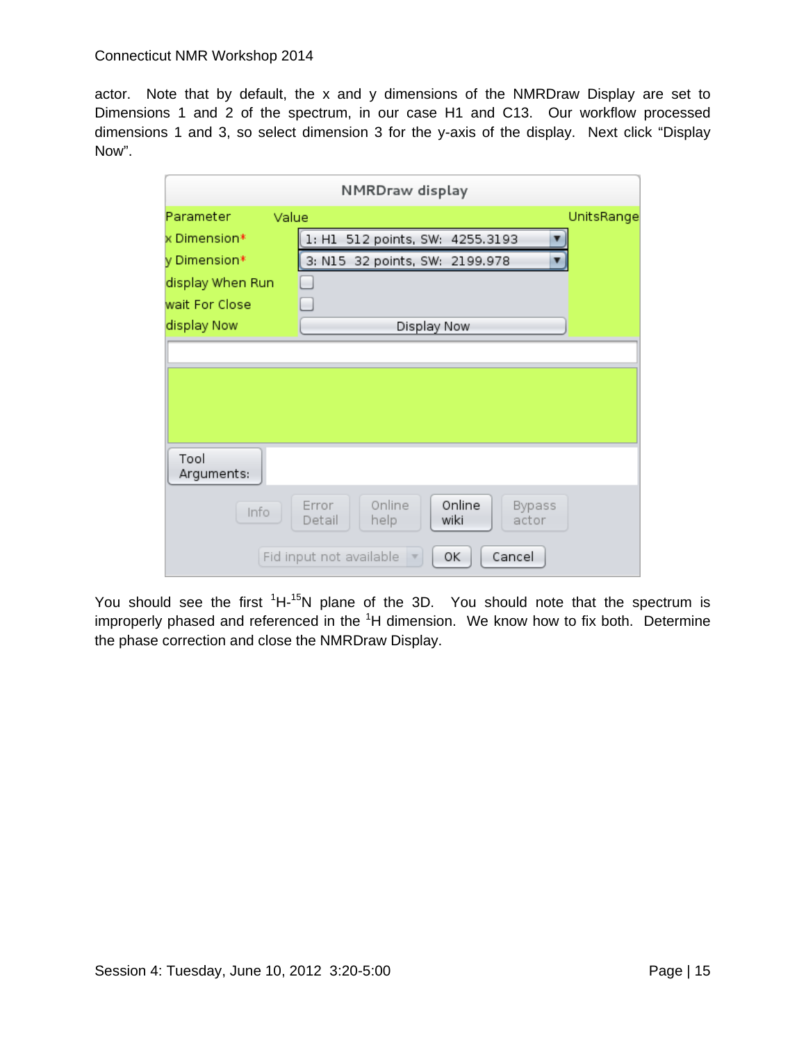actor. Note that by default, the x and y dimensions of the NMRDraw Display are set to Dimensions 1 and 2 of the spectrum, in our case H1 and C13. Our workflow processed dimensions 1 and 3, so select dimension 3 for the y-axis of the display. Next click "Display Now".

| Parameter | Value | UnitsRange |
|---|---|---|
| x Dimension* | 1: H1 512 points, SW: 4255.3193 | |
| y Dimension* | 3: N15 32 points, SW: 2199.978 | |
| display When Run | ☐ | |
| wait For Close | ☐ | |
| display Now | Display Now | |

Tool Arguments:

Info | Error Detail | Online help | Online wiki | Bypass actor

Fid input not available | OK | Cancel

You should see the first $^{1}$H-$^{15}$N plane of the 3D. You should note that the spectrum is improperly phased and referenced in the $^{1}$H dimension. We know how to fix both. Determine the phase correction and close the NMRDraw Display.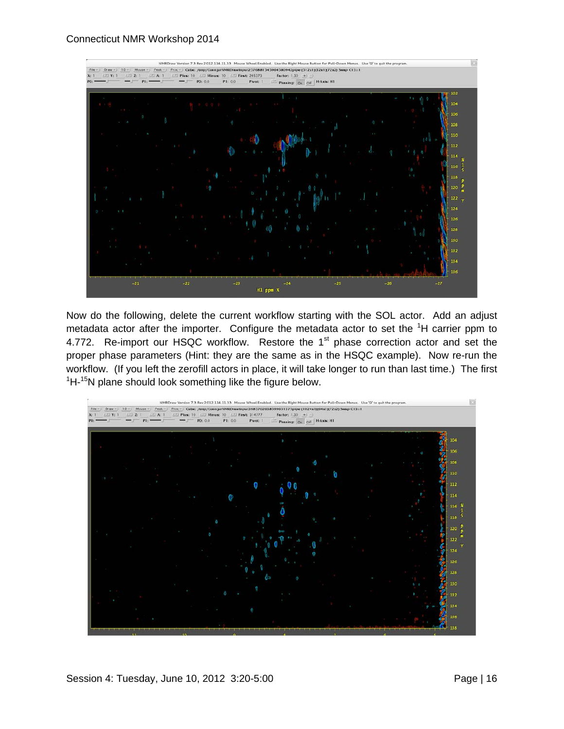Now do the following, delete the current workflow starting with the SOL actor. Add an adjust metadata actor after the importer. Configure the metadata actor to set the $^{1}$H carrier ppm to 4.772. Re-import our HSQC workflow. Restore the 1$^{st}$ phase correction actor and set the proper phase parameters (Hint: they are the same as in the HSQC example). Now re-run the workflow. (If you left the zerofill actors in place, it will take longer to run than last time.) The first $^{1}$H-$^{15}$N plane should look something like the figure below.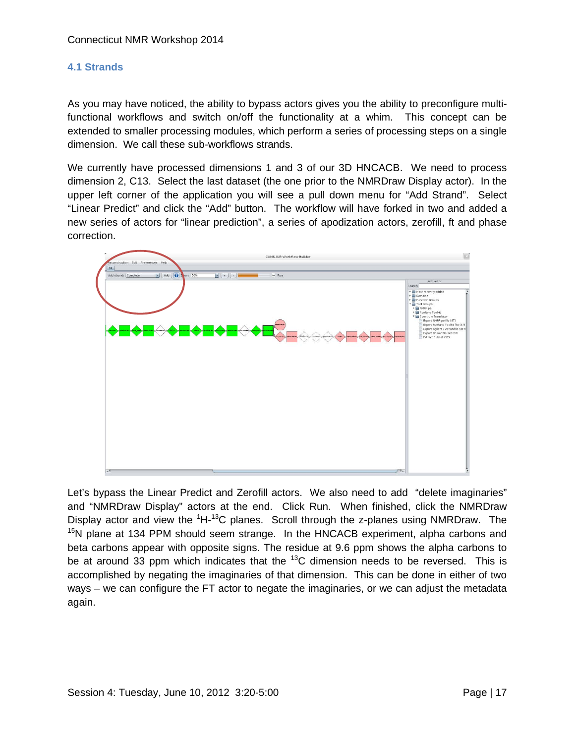### 4.1 Strands

As you may have noticed, the ability to bypass actors gives you the ability to preconfigure multi-functional workflows and switch on/off the functionality at a whim. This concept can be extended to smaller processing modules, which perform a series of processing steps on a single dimension. We call these sub-workflows strands.

We currently have processed dimensions 1 and 3 of our 3D HNCACB. We need to process dimension 2, C13. Select the last dataset (the one prior to the NMRDraw Display actor). In the upper left corner of the application you will see a pull down menu for "Add Strand". Select "Linear Predict" and click the "Add" button. The workflow will have forked in two and added a new series of actors for "linear prediction", a series of apodization actors, zerofill, ft and phase correction.

Let's bypass the Linear Predict and Zerofill actors. We also need to add "delete imaginaries" and "NMRDraw Display" actors at the end. Click Run. When finished, click the NMRDraw Display actor and view the $^{1}$H-$^{13}$C planes. Scroll through the z-planes using NMRDraw. The $^{15}$N plane at 134 PPM should seem strange. In the HNCACB experiment, alpha carbons and beta carbons appear with opposite signs. The residue at 9.6 ppm shows the alpha carbons to be at around 33 ppm which indicates that the $^{13}$C dimension needs to be reversed. This is accomplished by negating the imaginaries of that dimension. This can be done in either of two ways – we can configure the FT actor to negate the imaginaries, or we can adjust the metadata again.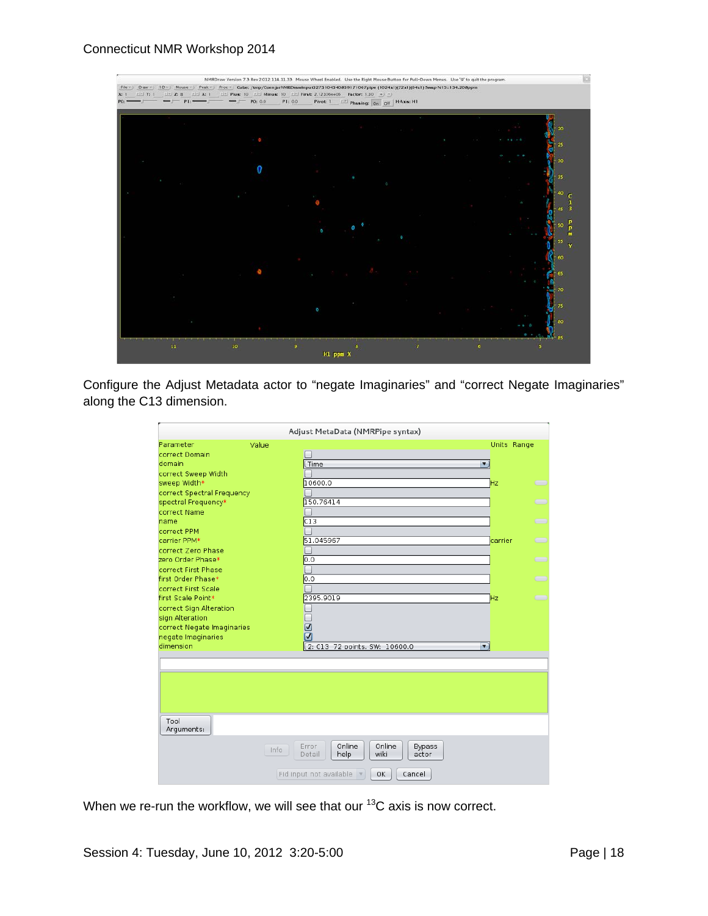Configure the Adjust Metadata actor to “negate Imaginaries” and “correct Negate Imaginaries” along the C13 dimension.

When we re-run the workflow, we will see that our $^{13}$C axis is now correct.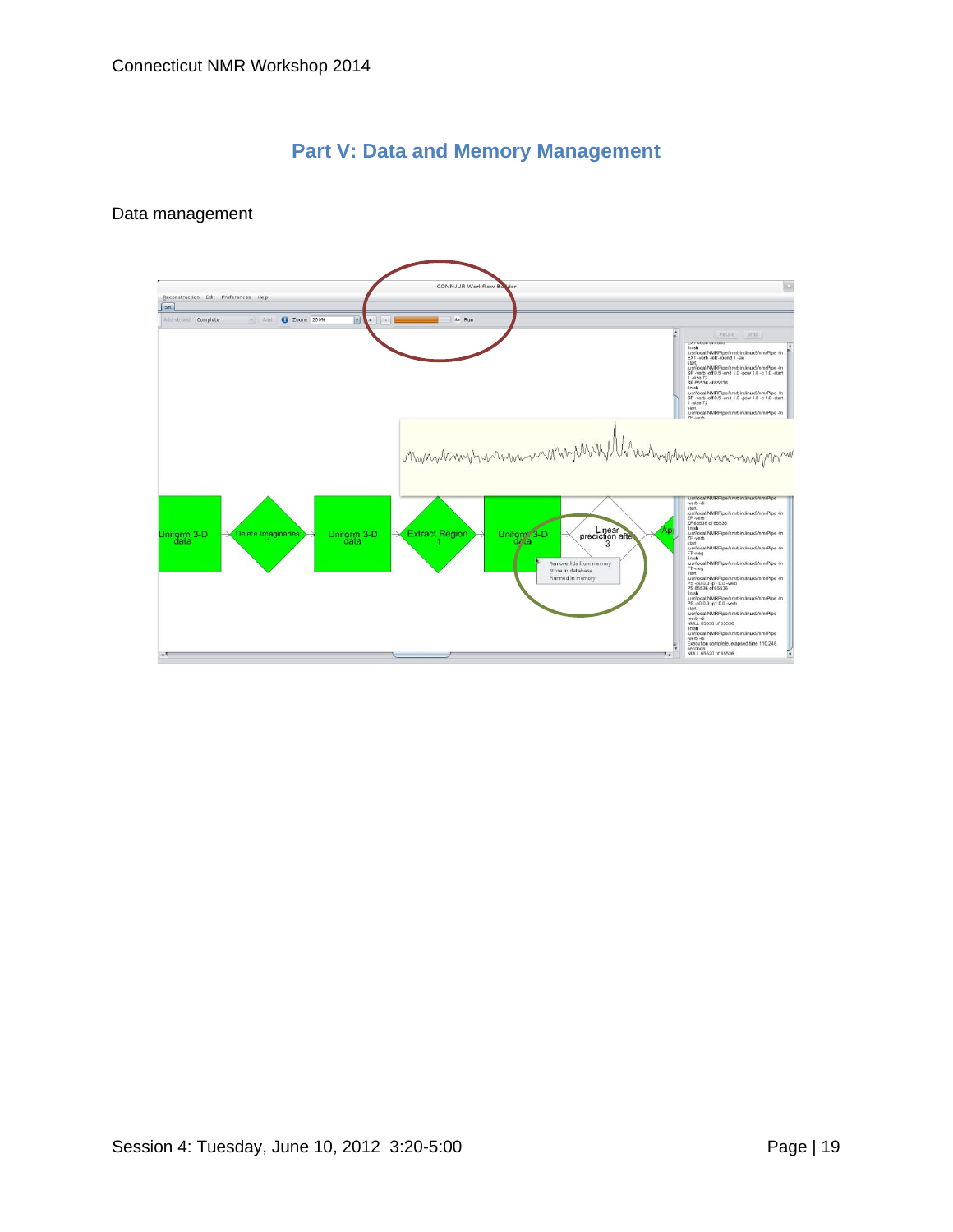# Part V: Data and Memory Management

Data management